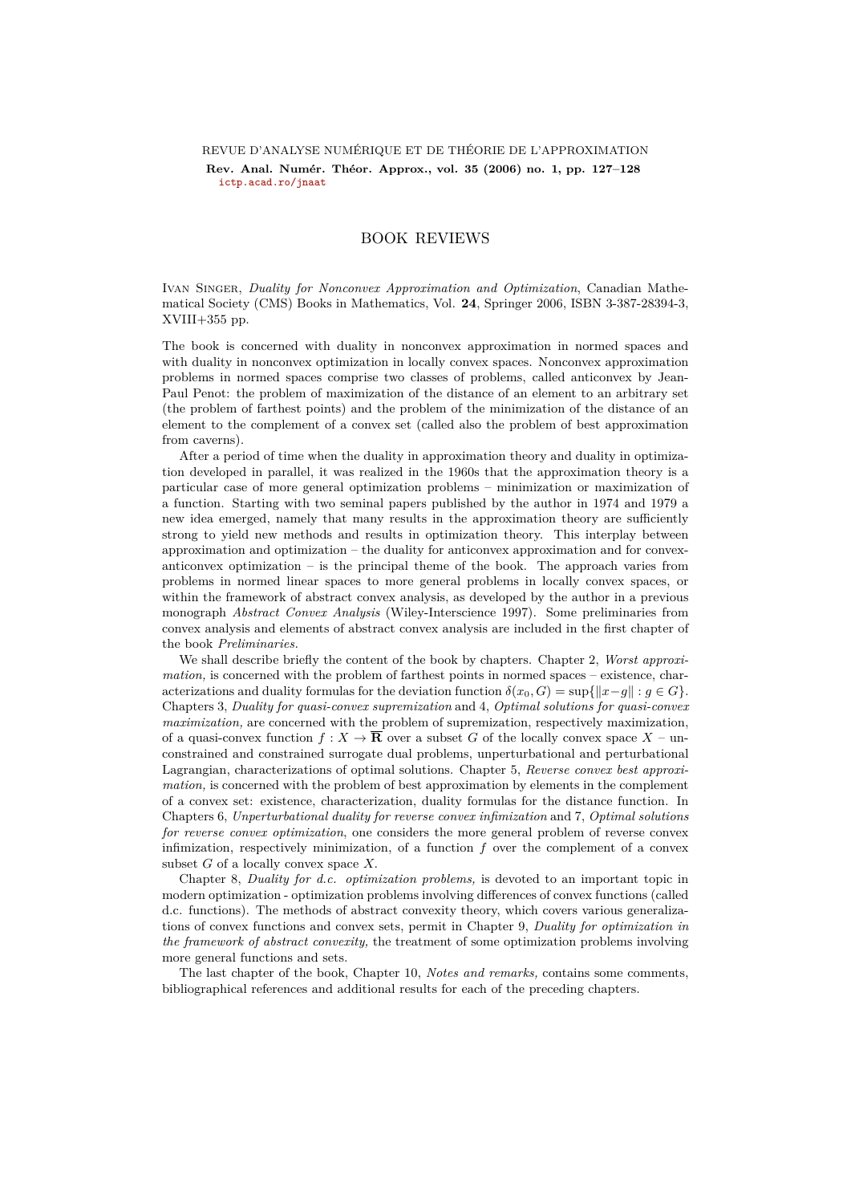# BOOK REVIEWS

Ivan Singer, *Duality for Nonconvex Approximation and Optimization*, Canadian Mathematical Society (CMS) Books in Mathematics, Vol. **24**, Springer 2006, ISBN 3-387-28394-3, XVIII+355 pp.

The book is concerned with duality in nonconvex approximation in normed spaces and with duality in nonconvex optimization in locally convex spaces. Nonconvex approximation problems in normed spaces comprise two classes of problems, called anticonvex by Jean-Paul Penot: the problem of maximization of the distance of an element to an arbitrary set (the problem of farthest points) and the problem of the minimization of the distance of an element to the complement of a convex set (called also the problem of best approximation from caverns).

After a period of time when the duality in approximation theory and duality in optimization developed in parallel, it was realized in the 1960s that the approximation theory is a particular case of more general optimization problems – minimization or maximization of a function. Starting with two seminal papers published by the author in 1974 and 1979 a new idea emerged, namely that many results in the approximation theory are sufficiently strong to yield new methods and results in optimization theory. This interplay between approximation and optimization – the duality for anticonvex approximation and for convex-anticonvex optimization – is the principal theme of the book. The approach varies from problems in normed linear spaces to more general problems in locally convex spaces, or within the framework of abstract convex analysis, as developed by the author in a previous monograph *Abstract Convex Analysis* (Wiley-Interscience 1997). Some preliminaries from convex analysis and elements of abstract convex analysis are included in the first chapter of the book *Preliminaries.*

We shall describe briefly the content of the book by chapters. Chapter 2, *Worst approximation,* is concerned with the problem of farthest points in normed spaces – existence, characterizations and duality formulas for the deviation function $\delta(x_0, G) = \sup\{\|x-g\| : g \in G\}$. Chapters 3, *Duality for quasi-convex supremization* and 4, *Optimal solutions for quasi-convex maximization,* are concerned with the problem of supremization, respectively maximization, of a quasi-convex function $f : X \to \overline{\mathbf{R}}$ over a subset $G$ of the locally convex space $X$ – unconstrained and constrained surrogate dual problems, unperturbational and perturbational Lagrangian, characterizations of optimal solutions. Chapter 5, *Reverse convex best approximation,* is concerned with the problem of best approximation by elements in the complement of a convex set: existence, characterization, duality formulas for the distance function. In Chapters 6, *Unperturbational duality for reverse convex infimization* and 7, *Optimal solutions for reverse convex optimization*, one considers the more general problem of reverse convex infimization, respectively minimization, of a function $f$ over the complement of a convex subset $G$ of a locally convex space $X$.

Chapter 8, *Duality for d.c. optimization problems,* is devoted to an important topic in modern optimization - optimization problems involving differences of convex functions (called d.c. functions). The methods of abstract convexity theory, which covers various generalizations of convex functions and convex sets, permit in Chapter 9, *Duality for optimization in the framework of abstract convexity,* the treatment of some optimization problems involving more general functions and sets.

The last chapter of the book, Chapter 10, *Notes and remarks,* contains some comments, bibliographical references and additional results for each of the preceding chapters.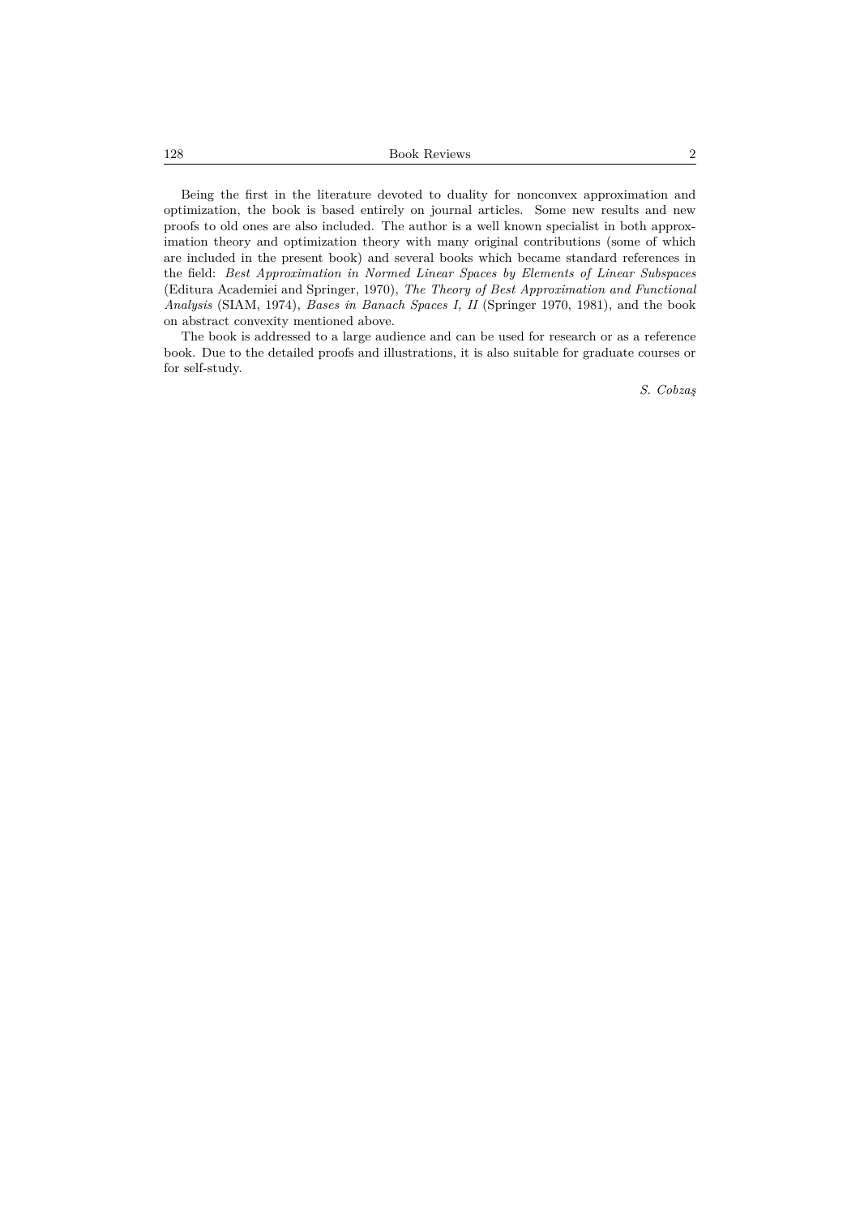Being the first in the literature devoted to duality for nonconvex approximation and optimization, the book is based entirely on journal articles. Some new results and new proofs to old ones are also included. The author is a well known specialist in both approximation theory and optimization theory with many original contributions (some of which are included in the present book) and several books which became standard references in the field: *Best Approximation in Normed Linear Spaces by Elements of Linear Subspaces* (Editura Academiei and Springer, 1970), *The Theory of Best Approximation and Functional Analysis* (SIAM, 1974), *Bases in Banach Spaces I, II* (Springer 1970, 1981), and the book on abstract convexity mentioned above.

The book is addressed to a large audience and can be used for research or as a reference book. Due to the detailed proofs and illustrations, it is also suitable for graduate courses or for self-study.

*S. Cobzaş*